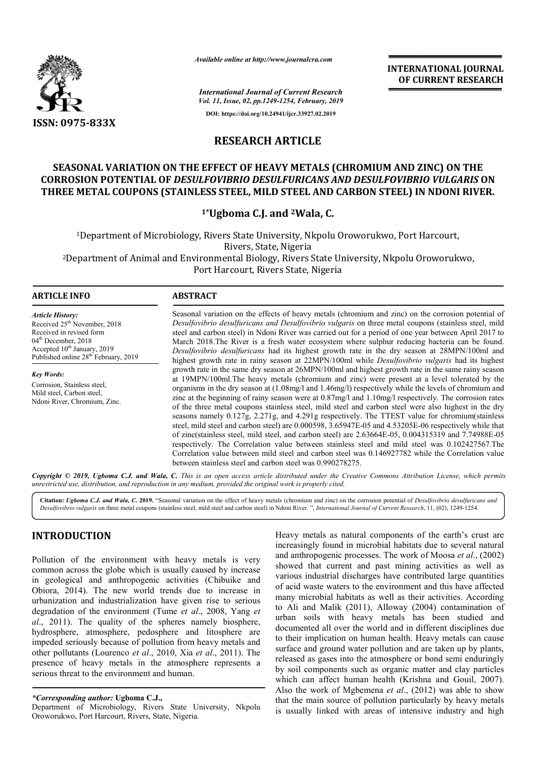*Available online at http://www.journalcra.com*

*International Journal of Current Research*
*Vol. 11, Issue, 02, pp.1249-1254, February, 2019*

**DOI: https://doi.org/10.24941/ijcr.33927.02.2019**

**INTERNATIONAL JOURNAL OF CURRENT RESEARCH**

**ISSN: 0975-833X**

# RESEARCH ARTICLE

## SEASONAL VARIATION ON THE EFFECT OF HEAVY METALS (CHROMIUM AND ZINC) ON THE CORROSION POTENTIAL OF *DESULFOVIBRIO DESULFURICANS AND DESULFOVIBRIO VULGARIS* ON THREE METAL COUPONS (STAINLESS STEEL, MILD STEEL AND CARBON STEEL) IN NDONI RIVER.

**[1]\*Ugboma C.J. and [2]Wala, C.**

[1]Department of Microbiology, Rivers State University, Nkpolu Oroworukwo, Port Harcourt, Rivers, State, Nigeria

[2]Department of Animal and Environmental Biology, Rivers State University, Nkpolu Oroworukwo, Port Harcourt, Rivers State, Nigeria

**ARTICLE INFO**

*Article History:*
Received 25[th] November, 2018
Received in revised form 04[th] December, 2018
Accepted 10[th] January, 2019
Published online 28[th] February, 2019

*Key Words:*
Corrosion, Stainless steel, Mild steel, Carbon steel, Ndoni River, Chromium, Zinc.

**ABSTRACT**

Seasonal variation on the effects of heavy metals (chromium and zinc) on the corrosion potential of *Desulfovibrio desulfuricans and Desulfovibrio vulgaris* on three metal coupons (stainless steel, mild steel and carbon steel) in Ndoni River was carried out for a period of one year between April 2017 to March 2018.The River is a fresh water ecosystem where sulphur reducing bacteria can be found. *Desulfovibrio desulfuricans* had its highest growth rate in the dry season at 28MPN/100ml and highest growth rate in rainy season at 22MPN/100ml while *Desulfovibrio vulgaris* had its highest growth rate in the same dry season at 26MPN/100ml and highest growth rate in the same rainy season at 19MPN/100ml.The heavy metals (chromium and zinc) were present at a level tolerated by the organisms in the dry season at (1.08mg/l and 1.46mg/l) respectively while the levels of chromium and zinc at the beginning of rainy season were at 0.87mg/l and 1.10mg/l respectively. The corrosion rates of the three metal coupons stainless steel, mild steel and carbon steel were also highest in the dry seasons namely 0.127g, 2.271g, and 4.291g respectively. The TTEST value for chromium(stainless steel, mild steel and carbon steel) are 0.000598, 3.65947E-05 and 4.53205E-06 respectively while that of zinc(stainless steel, mild steel, and carbon steel) are 2.63664E-05, 0.004315319 and 7.74988E-05 respectively. The Correlation value between stainless steel and mild steel was 0.102427567.The Correlation value between mild steel and carbon steel was 0.146927782 while the Correlation value between stainless steel and carbon steel was 0.990278275.

***Copyright © 2019, Ugboma C.J. and Wala, C.** This is an open access article distributed under the Creative Commons Attribution License, which permits unrestricted use, distribution, and reproduction in any medium, provided the original work is properly cited.*

**Citation:** ***Ugboma C.J. and Wala, C.* 2019.** "Seasonal variation on the effect of heavy metals (chromium and zinc) on the corrosion potential of *Desulfovibrio desulfuricans and Desulfovibrio vulgaris* on three metal coupons (stainless steel, mild steel and carbon steel) in Ndoni River. ", *International Journal of Current Research*, 11, (02), 1249-1254.

## INTRODUCTION

Pollution of the environment with heavy metals is very common across the globe which is usually caused by increase in geological and anthropogenic activities (Chibuike and Obiora, 2014). The new world trends due to increase in urbanization and industrialization have given rise to serious degradation of the environment (Tume *et al*., 2008, Yang *et al*., 2011). The quality of the spheres namely biosphere, hydrosphere, atmosphere, pedosphere and litosphere are impeded seriously because of pollution from heavy metals and other pollutants (Lourenco *et al*., 2010, Xia *et al*., 2011). The presence of heavy metals in the atmosphere represents a serious threat to the environment and human.

Heavy metals as natural components of the earth's crust are increasingly found in microbial habitats due to several natural and anthropogenic processes. The work of Moosa *et al*., (2002) showed that current and past mining activities as well as various industrial discharges have contributed large quantities of acid waste waters to the environment and this have affected many microbial habitats as well as their activities. According to Ali and Malik (2011), Alloway (2004) contamination of urban soils with heavy metals has been studied and documented all over the world and in different disciplines due to their implication on human health. Heavy metals can cause surface and ground water pollution and are taken up by plants, released as gases into the atmosphere or bond semi enduringly by soil components such as organic matter and clay particles which can affect human health (Krishna and Gouil, 2007). Also the work of Mgbemena *et al*., (2012) was able to show that the main source of pollution particularly by heavy metals is usually linked with areas of intensive industry and high

*\*Corresponding author:* **Ugboma C.J.,**
Department of Microbiology, Rivers State University, Nkpolu Oroworukwo, Port Harcourt, Rivers, State, Nigeria.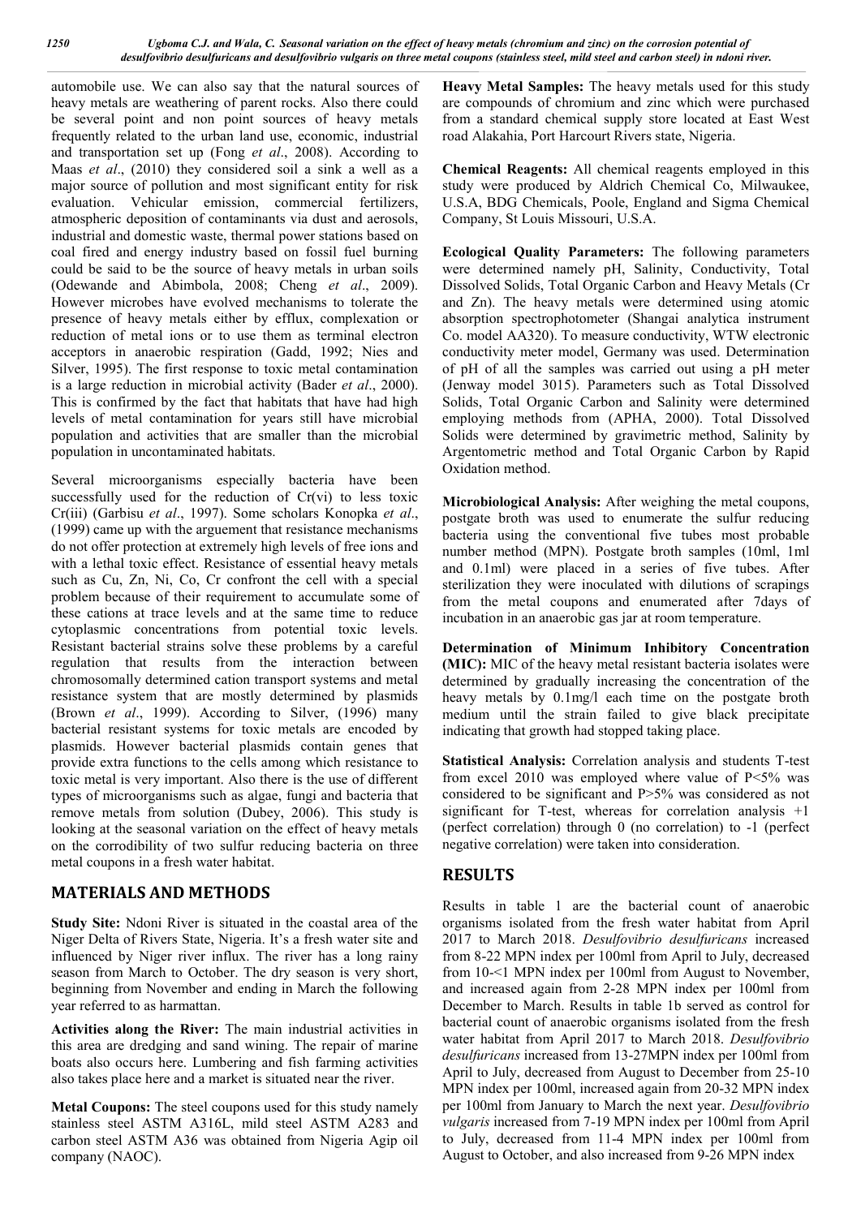automobile use. We can also say that the natural sources of heavy metals are weathering of parent rocks. Also there could be several point and non point sources of heavy metals frequently related to the urban land use, economic, industrial and transportation set up (Fong *et al*., 2008). According to Maas *et al*., (2010) they considered soil a sink a well as a major source of pollution and most significant entity for risk evaluation. Vehicular emission, commercial fertilizers, atmospheric deposition of contaminants via dust and aerosols, industrial and domestic waste, thermal power stations based on coal fired and energy industry based on fossil fuel burning could be said to be the source of heavy metals in urban soils (Odewande and Abimbola, 2008; Cheng *et al*., 2009). However microbes have evolved mechanisms to tolerate the presence of heavy metals either by efflux, complexation or reduction of metal ions or to use them as terminal electron acceptors in anaerobic respiration (Gadd, 1992; Nies and Silver, 1995). The first response to toxic metal contamination is a large reduction in microbial activity (Bader *et al*., 2000). This is confirmed by the fact that habitats that have had high levels of metal contamination for years still have microbial population and activities that are smaller than the microbial population in uncontaminated habitats.

Several microorganisms especially bacteria have been successfully used for the reduction of Cr(vi) to less toxic Cr(iii) (Garbisu *et al*., 1997). Some scholars Konopka *et al*., (1999) came up with the arguement that resistance mechanisms do not offer protection at extremely high levels of free ions and with a lethal toxic effect. Resistance of essential heavy metals such as Cu, Zn, Ni, Co, Cr confront the cell with a special problem because of their requirement to accumulate some of these cations at trace levels and at the same time to reduce cytoplasmic concentrations from potential toxic levels. Resistant bacterial strains solve these problems by a careful regulation that results from the interaction between chromosomally determined cation transport systems and metal resistance system that are mostly determined by plasmids (Brown *et al*., 1999). According to Silver, (1996) many bacterial resistant systems for toxic metals are encoded by plasmids. However bacterial plasmids contain genes that provide extra functions to the cells among which resistance to toxic metal is very important. Also there is the use of different types of microorganisms such as algae, fungi and bacteria that remove metals from solution (Dubey, 2006). This study is looking at the seasonal variation on the effect of heavy metals on the corrodibility of two sulfur reducing bacteria on three metal coupons in a fresh water habitat.

## MATERIALS AND METHODS

**Study Site:** Ndoni River is situated in the coastal area of the Niger Delta of Rivers State, Nigeria. It's a fresh water site and influenced by Niger river influx. The river has a long rainy season from March to October. The dry season is very short, beginning from November and ending in March the following year referred to as harmattan.

**Activities along the River:** The main industrial activities in this area are dredging and sand wining. The repair of marine boats also occurs here. Lumbering and fish farming activities also takes place here and a market is situated near the river.

**Metal Coupons:** The steel coupons used for this study namely stainless steel ASTM A316L, mild steel ASTM A283 and carbon steel ASTM A36 was obtained from Nigeria Agip oil company (NAOC).

**Heavy Metal Samples:** The heavy metals used for this study are compounds of chromium and zinc which were purchased from a standard chemical supply store located at East West road Alakahia, Port Harcourt Rivers state, Nigeria.

**Chemical Reagents:** All chemical reagents employed in this study were produced by Aldrich Chemical Co, Milwaukee, U.S.A, BDG Chemicals, Poole, England and Sigma Chemical Company, St Louis Missouri, U.S.A.

**Ecological Quality Parameters:** The following parameters were determined namely pH, Salinity, Conductivity, Total Dissolved Solids, Total Organic Carbon and Heavy Metals (Cr and Zn). The heavy metals were determined using atomic absorption spectrophotometer (Shangai analytica instrument Co. model AA320). To measure conductivity, WTW electronic conductivity meter model, Germany was used. Determination of pH of all the samples was carried out using a pH meter (Jenway model 3015). Parameters such as Total Dissolved Solids, Total Organic Carbon and Salinity were determined employing methods from (APHA, 2000). Total Dissolved Solids were determined by gravimetric method, Salinity by Argentometric method and Total Organic Carbon by Rapid Oxidation method.

**Microbiological Analysis:** After weighing the metal coupons, postgate broth was used to enumerate the sulfur reducing bacteria using the conventional five tubes most probable number method (MPN). Postgate broth samples (10ml, 1ml and 0.1ml) were placed in a series of five tubes. After sterilization they were inoculated with dilutions of scrapings from the metal coupons and enumerated after 7days of incubation in an anaerobic gas jar at room temperature.

**Determination of Minimum Inhibitory Concentration (MIC):** MIC of the heavy metal resistant bacteria isolates were determined by gradually increasing the concentration of the heavy metals by 0.1mg/l each time on the postgate broth medium until the strain failed to give black precipitate indicating that growth had stopped taking place.

**Statistical Analysis:** Correlation analysis and students T-test from excel 2010 was employed where value of P<5% was considered to be significant and P>5% was considered as not significant for T-test, whereas for correlation analysis +1 (perfect correlation) through 0 (no correlation) to -1 (perfect negative correlation) were taken into consideration.

## RESULTS

Results in table 1 are the bacterial count of anaerobic organisms isolated from the fresh water habitat from April 2017 to March 2018. *Desulfovibrio desulfuricans* increased from 8-22 MPN index per 100ml from April to July, decreased from 10-<1 MPN index per 100ml from August to November, and increased again from 2-28 MPN index per 100ml from December to March. Results in table 1b served as control for bacterial count of anaerobic organisms isolated from the fresh water habitat from April 2017 to March 2018. *Desulfovibrio desulfuricans* increased from 13-27MPN index per 100ml from April to July, decreased from August to December from 25-10 MPN index per 100ml, increased again from 20-32 MPN index per 100ml from January to March the next year. *Desulfovibrio vulgaris* increased from 7-19 MPN index per 100ml from April to July, decreased from 11-4 MPN index per 100ml from August to October, and also increased from 9-26 MPN index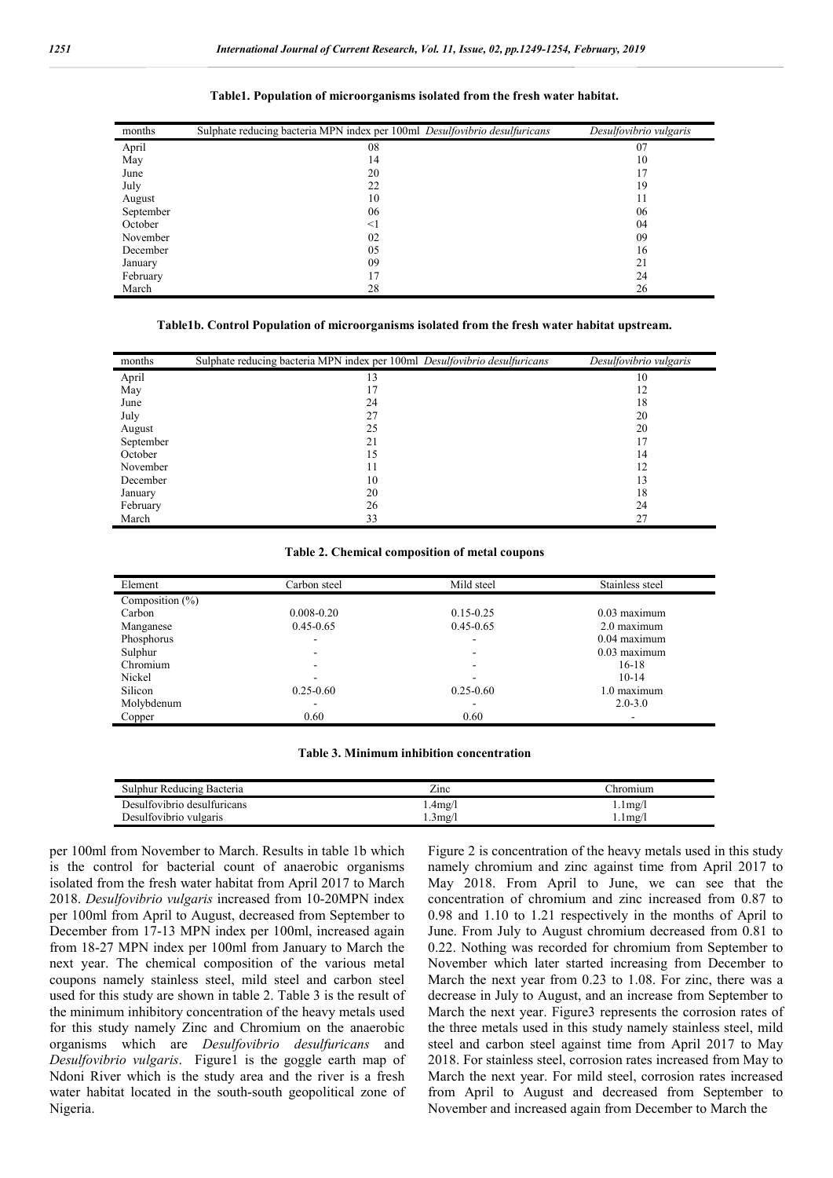**Table1. Population of microorganisms isolated from the fresh water habitat.**

| months | Sulphate reducing bacteria MPN index per 100ml *Desulfovibrio desulfuricans* | *Desulfovibrio vulgaris* |
|---|---|---|
| April | 08 | 07 |
| May | 14 | 10 |
| June | 20 | 17 |
| July | 22 | 19 |
| August | 10 | 11 |
| September | 06 | 06 |
| October | <1 | 04 |
| November | 02 | 09 |
| December | 05 | 16 |
| January | 09 | 21 |
| February | 17 | 24 |
| March | 28 | 26 |

**Table1b. Control Population of microorganisms isolated from the fresh water habitat upstream.**

| months | Sulphate reducing bacteria MPN index per 100ml *Desulfovibrio desulfuricans* | *Desulfovibrio vulgaris* |
|---|---|---|
| April | 13 | 10 |
| May | 17 | 12 |
| June | 24 | 18 |
| July | 27 | 20 |
| August | 25 | 20 |
| September | 21 | 17 |
| October | 15 | 14 |
| November | 11 | 12 |
| December | 10 | 13 |
| January | 20 | 18 |
| February | 26 | 24 |
| March | 33 | 27 |

**Table 2. Chemical composition of metal coupons**

| Element | Carbon steel | Mild steel | Stainless steel |
|---|---|---|---|
| Composition (%) | | | |
| Carbon | 0.008-0.20 | 0.15-0.25 | 0.03 maximum |
| Manganese | 0.45-0.65 | 0.45-0.65 | 2.0 maximum |
| Phosphorus | - | - | 0.04 maximum |
| Sulphur | - | - | 0.03 maximum |
| Chromium | - | - | 16-18 |
| Nickel | - | - | 10-14 |
| Silicon | 0.25-0.60 | 0.25-0.60 | 1.0 maximum |
| Molybdenum | - | - | 2.0-3.0 |
| Copper | 0.60 | 0.60 | - |

**Table 3. Minimum inhibition concentration**

| Sulphur Reducing Bacteria | Zinc | Chromium |
|---|---|---|
| Desulfovibrio desulfuricans | 1.4mg/l | 1.1mg/l |
| Desulfovibrio vulgaris | 1.3mg/l | 1.1mg/l |

per 100ml from November to March. Results in table 1b which is the control for bacterial count of anaerobic organisms isolated from the fresh water habitat from April 2017 to March 2018. *Desulfovibrio vulgaris* increased from 10-20MPN index per 100ml from April to August, decreased from September to December from 17-13 MPN index per 100ml, increased again from 18-27 MPN index per 100ml from January to March the next year. The chemical composition of the various metal coupons namely stainless steel, mild steel and carbon steel used for this study are shown in table 2. Table 3 is the result of the minimum inhibitory concentration of the heavy metals used for this study namely Zinc and Chromium on the anaerobic organisms which are *Desulfovibrio desulfuricans* and *Desulfovibrio vulgaris*. Figure1 is the goggle earth map of Ndoni River which is the study area and the river is a fresh water habitat located in the south-south geopolitical zone of Nigeria.

Figure 2 is concentration of the heavy metals used in this study namely chromium and zinc against time from April 2017 to May 2018. From April to June, we can see that the concentration of chromium and zinc increased from 0.87 to 0.98 and 1.10 to 1.21 respectively in the months of April to June. From July to August chromium decreased from 0.81 to 0.22. Nothing was recorded for chromium from September to November which later started increasing from December to March the next year from 0.23 to 1.08. For zinc, there was a decrease in July to August, and an increase from September to March the next year. Figure3 represents the corrosion rates of the three metals used in this study namely stainless steel, mild steel and carbon steel against time from April 2017 to May 2018. For stainless steel, corrosion rates increased from May to March the next year. For mild steel, corrosion rates increased from April to August and decreased from September to November and increased again from December to March the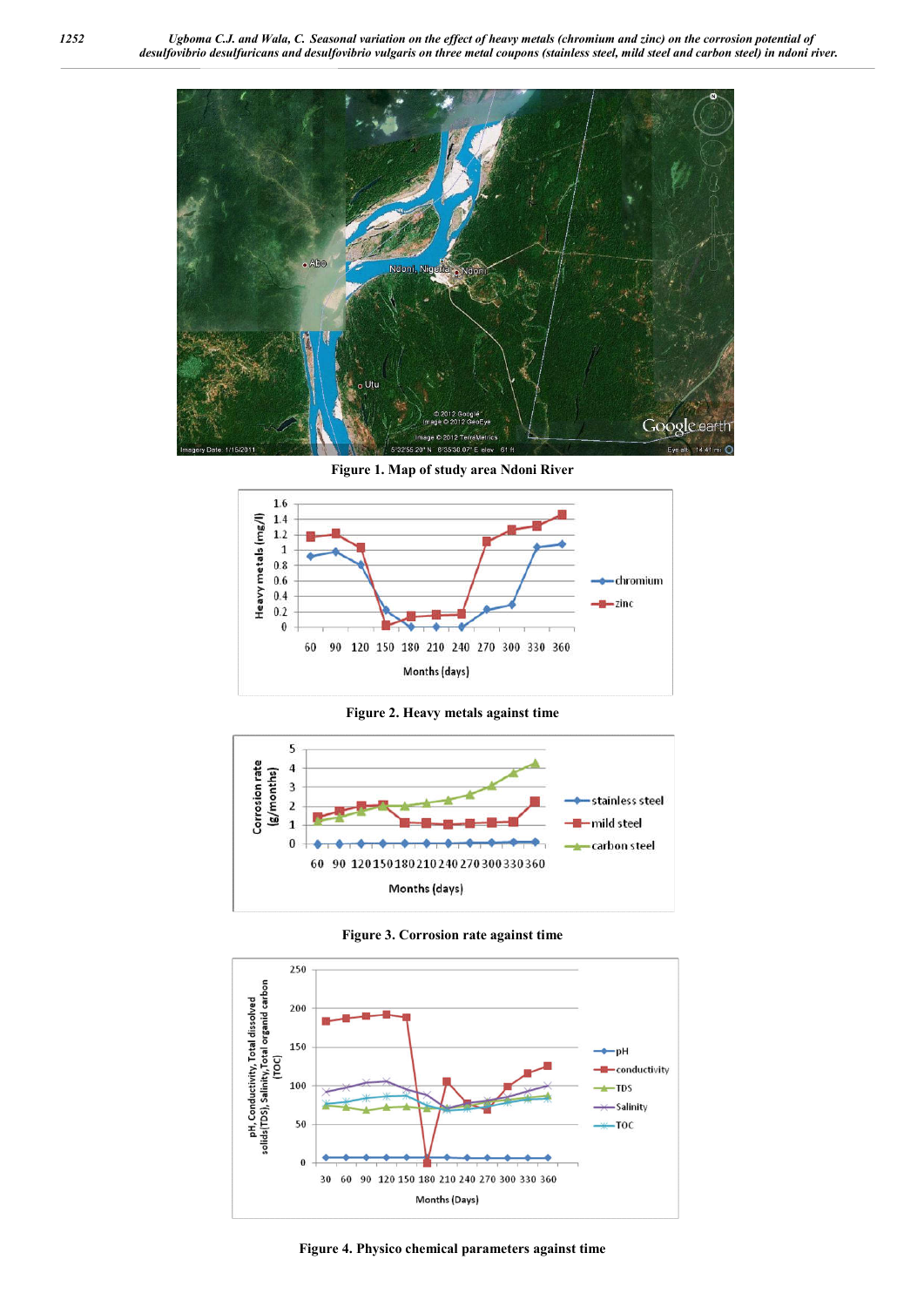Figure 1. Map of study area Ndoni River

Figure 2. Heavy metals against time

Figure 3. Corrosion rate against time

Figure 4. Physico chemical parameters against time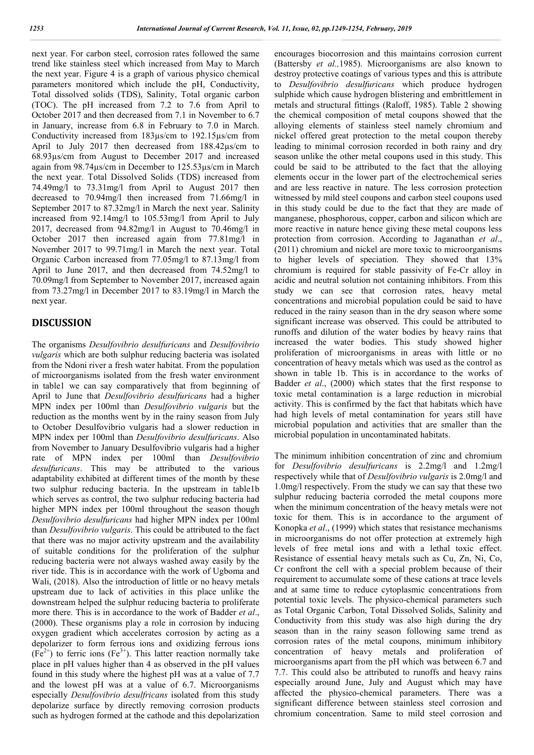next year. For carbon steel, corrosion rates followed the same trend like stainless steel which increased from May to March the next year. Figure 4 is a graph of various physico chemical parameters monitored which include the pH, Conductivity, Total dissolved solids (TDS), Salinity, Total organic carbon (TOC). The pH increased from 7.2 to 7.6 from April to October 2017 and then decreased from 7.1 in November to 6.7 in January, increase from 6.8 in February to 7.0 in March. Conductivity increased from 183µs/cm to 192.15µs/cm from April to July 2017 then decreased from 188.42µs/cm to 68.93µs/cm from August to December 2017 and increased again from 98.74µs/cm in December to 125.53µs/cm in March the next year. Total Dissolved Solids (TDS) increased from 74.49mg/l to 73.31mg/l from April to August 2017 then decreased to 70.94mg/l then increased from 71.66mg/l in September 2017 to 87.32mg/l in March the next year. Salinity increased from 92.14mg/l to 105.53mg/l from April to July 2017, decreased from 94.82mg/l in August to 70.46mg/l in October 2017 then increased again from 77.81mg/l in November 2017 to 99.71mg/l in March the next year. Total Organic Carbon increased from 77.05mg/l to 87.13mg/l from April to June 2017, and then decreased from 74.52mg/l to 70.09mg/l from September to November 2017, increased again from 73.27mg/l in December 2017 to 83.19mg/l in March the next year.

## DISCUSSION

The organisms *Desulfovibrio desulfuricans* and *Desulfovibrio vulgaris* which are both sulphur reducing bacteria was isolated from the Ndoni river a fresh water habitat. From the population of microorganisms isolated from the fresh water environment in table1 we can say comparatively that from beginning of April to June that *Desulfovibrio desulfuricans* had a higher MPN index per 100ml than *Desulfovibrio vulgaris* but the reduction as the months went by in the rainy season from July to October Desulfovibrio vulgaris had a slower reduction in MPN index per 100ml than *Desulfovibrio desulfuricans*. Also from November to January Desulfovibrio vulgaris had a higher rate of MPN index per 100ml than *Desulfovibrio desulfuricans*. This may be attributed to the various adaptability exhibited at different times of the month by these two sulphur reducing bacteria. In the upstream in table1b which serves as control, the two sulphur reducing bacteria had higher MPN index per 100ml throughout the season though *Desulfovibrio desulfuricans* had higher MPN index per 100ml than *Desulfovibrio vulgaris*. This could be attributed to the fact that there was no major activity upstream and the availability of suitable conditions for the proliferation of the sulphur reducing bacteria were not always washed away easily by the river tide. This is in accordance with the work of Ugboma and Wali, (2018). Also the introduction of little or no heavy metals upstream due to lack of activities in this place unlike the downstream helped the sulphur reducing bacteria to proliferate more there. This is in accordance to the work of Badder *et al*., (2000). These organisms play a role in corrosion by inducing oxygen gradient which accelerates corrosion by acting as a depolarizer to form ferrous ions and oxidizing ferrous ions ($Fe^{2+}$) to ferric ions ($Fe^{3+}$). This latter reaction normally take place in pH values higher than 4 as observed in the pH values found in this study where the highest pH was at a value of 7.7 and the lowest pH was at a value of 6.7. Microorganisms especially *Desulfovibrio desulfricans* isolated from this study depolarize surface by directly removing corrosion products such as hydrogen formed at the cathode and this depolarization encourages biocorrosion and this maintains corrosion current (Battersby *et al.,*1985). Microorganisms are also known to destroy protective coatings of various types and this is attribute to *Desulfovibrio desulfuricans* which produce hydrogen sulphide which cause hydrogen blistering and embrittlement in metals and structural fittings (Raloff, 1985). Table 2 showing the chemical composition of metal coupons showed that the alloying elements of stainless steel namely chromium and nickel offered great protection to the metal coupon thereby leading to minimal corrosion recorded in both rainy and dry season unlike the other metal coupons used in this study. This could be said to be attributed to the fact that the alloying elements occur in the lower part of the electrochemical series and are less reactive in nature. The less corrosion protection witnessed by mild steel coupons and carbon steel coupons used in this study could be due to the fact that they are made of manganese, phosphorous, copper, carbon and silicon which are more reactive in nature hence giving these metal coupons less protection from corrosion. According to Jaganathan *et al*., (2011) chromium and nickel are more toxic to microorganisms to higher levels of speciation. They showed that 13% chromium is required for stable passivity of Fe-Cr alloy in acidic and neutral solution not containing inhibitors. From this study we can see that corrosion rates, heavy metal concentrations and microbial population could be said to have reduced in the rainy season than in the dry season where some significant increase was observed. This could be attributed to runoffs and dilution of the water bodies by heavy rains that increased the water bodies. This study showed higher proliferation of microorganisms in areas with little or no concentration of heavy metals which was used as the control as shown in table 1b. This is in accordance to the works of Badder *et al*., (2000) which states that the first response to toxic metal contamination is a large reduction in microbial activity. This is confirmed by the fact that habitats which have had high levels of metal contamination for years still have microbial population and activities that are smaller than the microbial population in uncontaminated habitats.

The minimum inhibition concentration of zinc and chromium for *Desulfovibrio desulfuricans* is 2.2mg/l and 1.2mg/l respectively while that of *Desulfovibrio vulgaris* is 2.0mg/l and 1.0mg/l respectively. From the study we can say that these two sulphur reducing bacteria corroded the metal coupons more when the minimum concentration of the heavy metals were not toxic for them. This is in accordance to the argument of Konopka *et al*., (1999) which states that resistance mechanisms in microorganisms do not offer protection at extremely high levels of free metal ions and with a lethal toxic effect. Resistance of essential heavy metals such as Cu, Zn, Ni, Co, Cr confront the cell with a special problem because of their requirement to accumulate some of these cations at trace levels and at same time to reduce cytoplasmic concentrations from potential toxic levels. The physico-chemical parameters such as Total Organic Carbon, Total Dissolved Solids, Salinity and Conductivity from this study was also high during the dry season than in the rainy season following same trend as corrosion rates of the metal coupons, minimum inhibitory concentration of heavy metals and proliferation of microorganisms apart from the pH which was between 6.7 and 7.7. This could also be attributed to runoffs and heavy rains especially around June, July and August which may have affected the physico-chemical parameters. There was a significant difference between stainless steel corrosion and chromium concentration. Same to mild steel corrosion and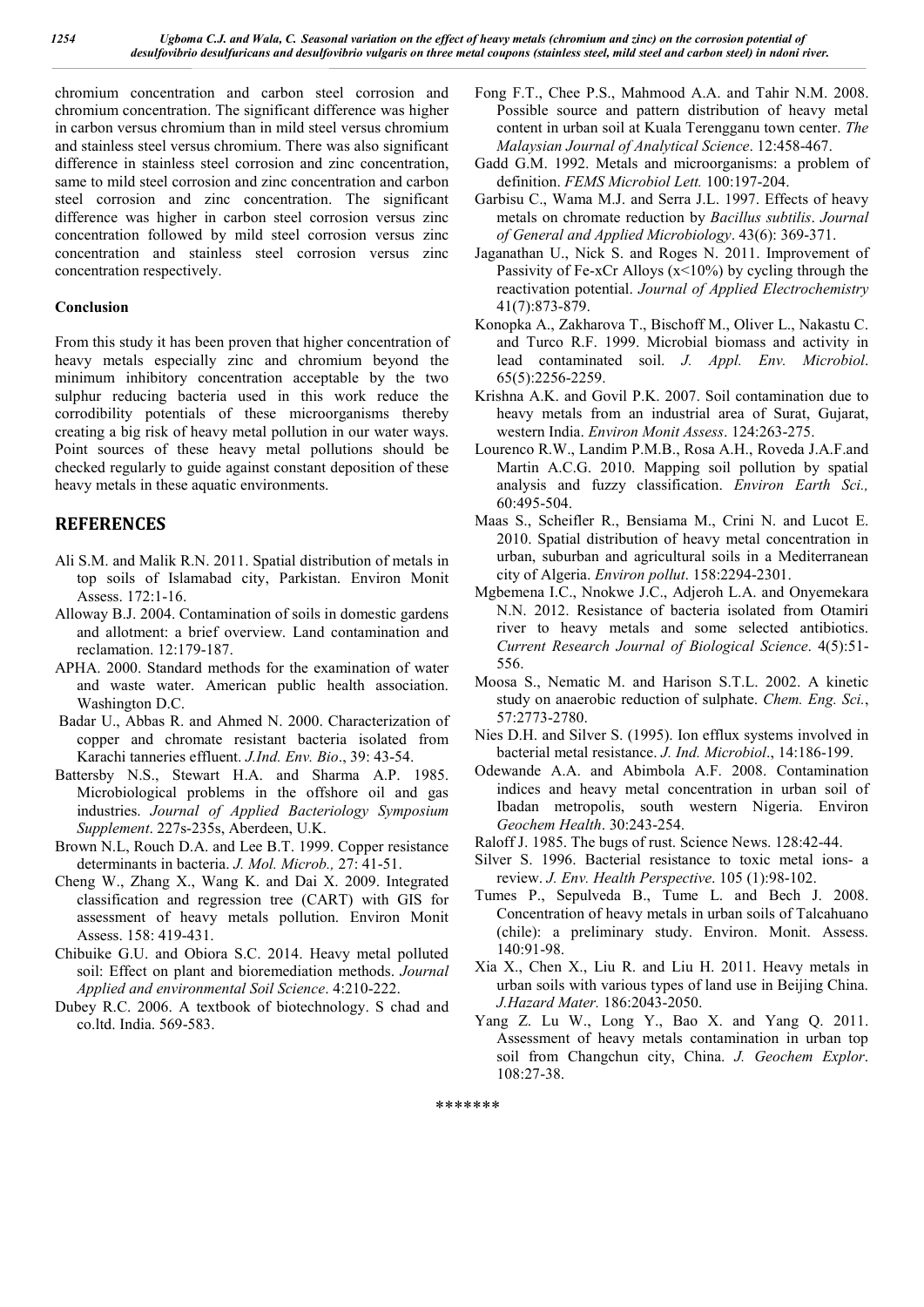chromium concentration and carbon steel corrosion and chromium concentration. The significant difference was higher in carbon versus chromium than in mild steel versus chromium and stainless steel versus chromium. There was also significant difference in stainless steel corrosion and zinc concentration, same to mild steel corrosion and zinc concentration and carbon steel corrosion and zinc concentration. The significant difference was higher in carbon steel corrosion versus zinc concentration followed by mild steel corrosion versus zinc concentration and stainless steel corrosion versus zinc concentration respectively.

### Conclusion

From this study it has been proven that higher concentration of heavy metals especially zinc and chromium beyond the minimum inhibitory concentration acceptable by the two sulphur reducing bacteria used in this work reduce the corrodibility potentials of these microorganisms thereby creating a big risk of heavy metal pollution in our water ways. Point sources of these heavy metal pollutions should be checked regularly to guide against constant deposition of these heavy metals in these aquatic environments.

## REFERENCES

- Ali S.M. and Malik R.N. 2011. Spatial distribution of metals in top soils of Islamabad city, Parkistan. Environ Monit Assess. 172:1-16.
- Alloway B.J. 2004. Contamination of soils in domestic gardens and allotment: a brief overview. Land contamination and reclamation. 12:179-187.
- APHA. 2000. Standard methods for the examination of water and waste water. American public health association. Washington D.C.
- Badar U., Abbas R. and Ahmed N. 2000. Characterization of copper and chromate resistant bacteria isolated from Karachi tanneries effluent. *J.Ind. Env. Bio*., 39: 43-54.
- Battersby N.S., Stewart H.A. and Sharma A.P. 1985. Microbiological problems in the offshore oil and gas industries. *Journal of Applied Bacteriology Symposium Supplement*. 227s-235s, Aberdeen, U.K.
- Brown N.L, Rouch D.A. and Lee B.T. 1999. Copper resistance determinants in bacteria. *J. Mol. Microb.,* 27: 41-51.
- Cheng W., Zhang X., Wang K. and Dai X. 2009. Integrated classification and regression tree (CART) with GIS for assessment of heavy metals pollution. Environ Monit Assess. 158: 419-431.
- Chibuike G.U. and Obiora S.C. 2014. Heavy metal polluted soil: Effect on plant and bioremediation methods. *Journal Applied and environmental Soil Science*. 4:210-222.
- Dubey R.C. 2006. A textbook of biotechnology. S chad and co.ltd. India. 569-583.
- Fong F.T., Chee P.S., Mahmood A.A. and Tahir N.M. 2008. Possible source and pattern distribution of heavy metal content in urban soil at Kuala Terengganu town center. *The Malaysian Journal of Analytical Science*. 12:458-467.
- Gadd G.M. 1992. Metals and microorganisms: a problem of definition. *FEMS Microbiol Lett.* 100:197-204.
- Garbisu C., Wama M.J. and Serra J.L. 1997. Effects of heavy metals on chromate reduction by *Bacillus subtilis*. *Journal of General and Applied Microbiology*. 43(6): 369-371.
- Jaganathan U., Nick S. and Roges N. 2011. Improvement of Passivity of Fe-xCr Alloys (x<10%) by cycling through the reactivation potential. *Journal of Applied Electrochemistry* 41(7):873-879.
- Konopka A., Zakharova T., Bischoff M., Oliver L., Nakastu C. and Turco R.F. 1999. Microbial biomass and activity in lead contaminated soil. *J. Appl. Env. Microbiol*. 65(5):2256-2259.
- Krishna A.K. and Govil P.K. 2007. Soil contamination due to heavy metals from an industrial area of Surat, Gujarat, western India. *Environ Monit Assess*. 124:263-275.
- Lourenco R.W., Landim P.M.B., Rosa A.H., Roveda J.A.F.and Martin A.C.G. 2010. Mapping soil pollution by spatial analysis and fuzzy classification. *Environ Earth Sci.,* 60:495-504.
- Maas S., Scheifler R., Bensiama M., Crini N. and Lucot E. 2010. Spatial distribution of heavy metal concentration in urban, suburban and agricultural soils in a Mediterranean city of Algeria. *Environ pollut*. 158:2294-2301.
- Mgbemena I.C., Nnokwe J.C., Adjeroh L.A. and Onyemekara N.N. 2012. Resistance of bacteria isolated from Otamiri river to heavy metals and some selected antibiotics. *Current Research Journal of Biological Science*. 4(5):51-556.
- Moosa S., Nematic M. and Harison S.T.L. 2002. A kinetic study on anaerobic reduction of sulphate. *Chem. Eng. Sci.*, 57:2773-2780.
- Nies D.H. and Silver S. (1995). Ion efflux systems involved in bacterial metal resistance. *J. Ind. Microbiol*., 14:186-199.
- Odewande A.A. and Abimbola A.F. 2008. Contamination indices and heavy metal concentration in urban soil of Ibadan metropolis, south western Nigeria. Environ *Geochem Health*. 30:243-254.
- Raloff J. 1985. The bugs of rust. Science News. 128:42-44.
- Silver S. 1996. Bacterial resistance to toxic metal ions- a review. *J. Env. Health Perspective*. 105 (1):98-102.
- Tumes P., Sepulveda B., Tume L. and Bech J. 2008. Concentration of heavy metals in urban soils of Talcahuano (chile): a preliminary study. Environ. Monit. Assess. 140:91-98.
- Xia X., Chen X., Liu R. and Liu H. 2011. Heavy metals in urban soils with various types of land use in Beijing China. *J.Hazard Mater.* 186:2043-2050.
- Yang Z. Lu W., Long Y., Bao X. and Yang Q. 2011. Assessment of heavy metals contamination in urban top soil from Changchun city, China. *J. Geochem Explor*. 108:27-38.

*******